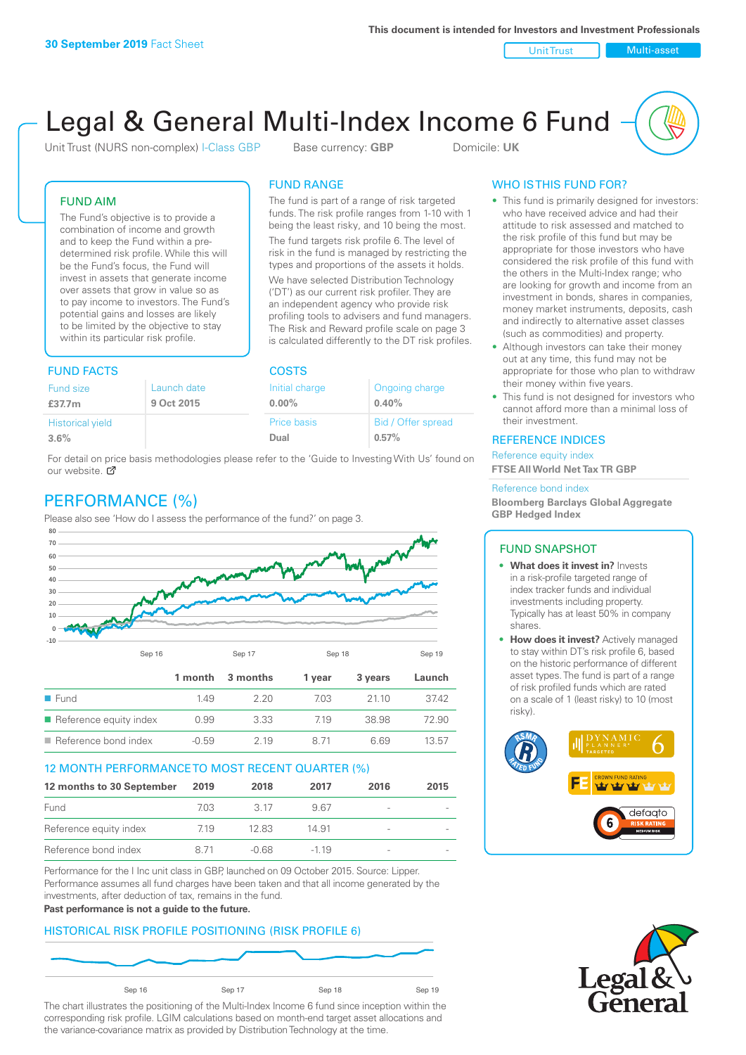**30 September 2019** Fact Sheet

This document is intended for Investors and Investment Professionals

Unit Trust | Multi-asset

# Legal & General Multi-Index Income 6 Fund

Unit Trust (NURS non-complex) I-Class GBP   Base currency: **GBP**   Domicile: **UK**

## FUND AIM

The Fund's objective is to provide a combination of income and growth and to keep the Fund within a pre-determined risk profile. While this will be the Fund's focus, the Fund will invest in assets that generate income over assets that grow in value so as to pay income to investors. The Fund's potential gains and losses are likely to be limited by the objective to stay within its particular risk profile.

## FUND RANGE

The fund is part of a range of risk targeted funds. The risk profile ranges from 1-10 with 1 being the least risky, and 10 being the most.

The fund targets risk profile 6. The level of risk in the fund is managed by restricting the types and proportions of the assets it holds.

We have selected Distribution Technology ('DT') as our current risk profiler. They are an independent agency who provide risk profiling tools to advisers and fund managers. The Risk and Reward profile scale on page 3 is calculated differently to the DT risk profiles.

## WHO IS THIS FUND FOR?

- This fund is primarily designed for investors: who have received advice and had their attitude to risk assessed and matched to the risk profile of this fund but may be appropriate for those investors who have considered the risk profile of this fund with the others in the Multi-Index range; who are looking for growth and income from an investment in bonds, shares in companies, money market instruments, deposits, cash and indirectly to alternative asset classes (such as commodities) and property.
- Although investors can take their money out at any time, this fund may not be appropriate for those who plan to withdraw their money within five years.
- This fund is not designed for investors who cannot afford more than a minimal loss of their investment.

## FUND FACTS

| Fund size | Launch date |
|---|---|
| **£37.7m** | **9 Oct 2015** |
| Historical yield | |
| **3.6%** | |

## COSTS

| Initial charge | Ongoing charge |
|---|---|
| **0.00%** | **0.40%** |
| Price basis | Bid / Offer spread |
| **Dual** | **0.57%** |

For detail on price basis methodologies please refer to the 'Guide to Investing With Us' found on our website.

## REFERENCE INDICES

Reference equity index
**FTSE All World Net Tax TR GBP**

Reference bond index
**Bloomberg Barclays Global Aggregate GBP Hedged Index**

## PERFORMANCE (%)

Please also see 'How do I assess the performance of the fund?' on page 3.

| | 1 month | 3 months | 1 year | 3 years | Launch |
|---|---|---|---|---|---|
| Fund | 1.49 | 2.20 | 7.03 | 21.10 | 37.42 |
| Reference equity index | 0.99 | 3.33 | 7.19 | 38.98 | 72.90 |
| Reference bond index | -0.59 | 2.19 | 8.71 | 6.69 | 13.57 |

## 12 MONTH PERFORMANCE TO MOST RECENT QUARTER (%)

| 12 months to 30 September | 2019 | 2018 | 2017 | 2016 | 2015 |
|---|---|---|---|---|---|
| Fund | 7.03 | 3.17 | 9.67 | - | - |
| Reference equity index | 7.19 | 12.83 | 14.91 | - | - |
| Reference bond index | 8.71 | -0.68 | -1.19 | - | - |

Performance for the I Inc unit class in GBP, launched on 09 October 2015. Source: Lipper. Performance assumes all fund charges have been taken and that all income generated by the investments, after deduction of tax, remains in the fund.

**Past performance is not a guide to the future.**

## FUND SNAPSHOT

- **What does it invest in?** Invests in a risk-profile targeted range of index tracker funds and individual investments including property. Typically has at least 50% in company shares.
- **How does it invest?** Actively managed to stay within DT's risk profile 6, based on the historic performance of different asset types. The fund is part of a range of risk profiled funds which are rated on a scale of 1 (least risky) to 10 (most risky).

## HISTORICAL RISK PROFILE POSITIONING (RISK PROFILE 6)

The chart illustrates the positioning of the Multi-Index Income 6 fund since inception within the corresponding risk profile. LGIM calculations based on month-end target asset allocations and the variance-covariance matrix as provided by Distribution Technology at the time.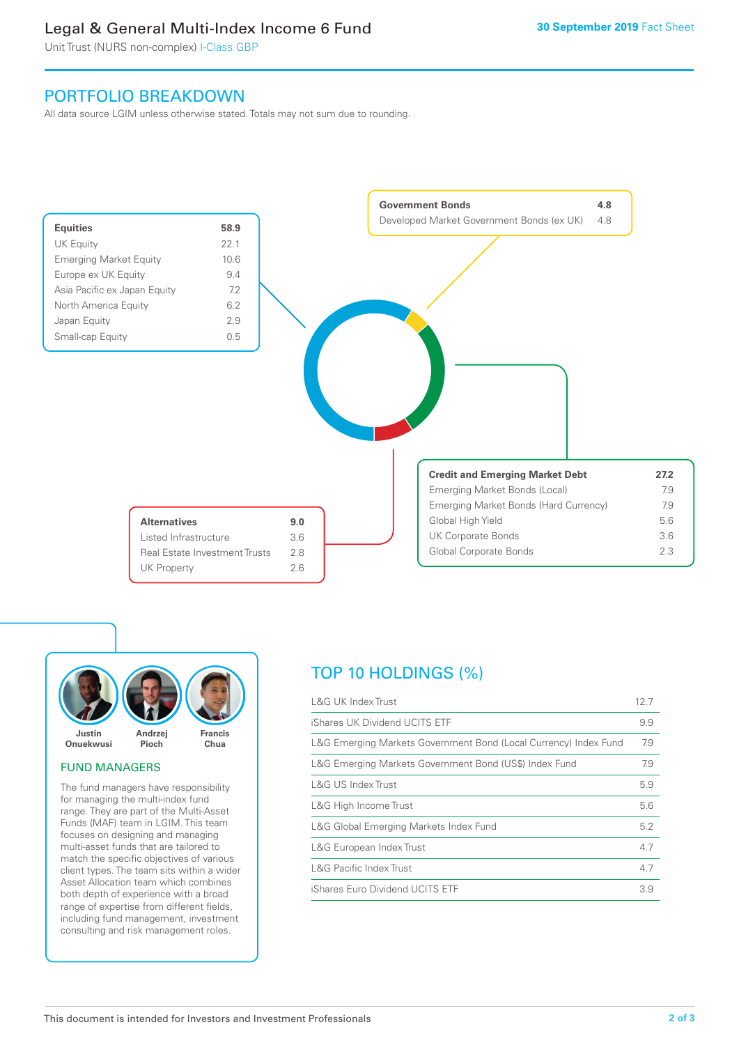## PORTFOLIO BREAKDOWN

All data source LGIM unless otherwise stated. Totals may not sum due to rounding.

| **Equities** | **58.9** |
|---|---|
| UK Equity | 22.1 |
| Emerging Market Equity | 10.6 |
| Europe ex UK Equity | 9.4 |
| Asia Pacific ex Japan Equity | 7.2 |
| North America Equity | 6.2 |
| Japan Equity | 2.9 |
| Small-cap Equity | 0.5 |

| **Government Bonds** | **4.8** |
|---|---|
| Developed Market Government Bonds (ex UK) | 4.8 |

| **Credit and Emerging Market Debt** | **27.2** |
|---|---|
| Emerging Market Bonds (Local) | 7.9 |
| Emerging Market Bonds (Hard Currency) | 7.9 |
| Global High Yield | 5.6 |
| UK Corporate Bonds | 3.6 |
| Global Corporate Bonds | 2.3 |

| **Alternatives** | **9.0** |
|---|---|
| Listed Infrastructure | 3.6 |
| Real Estate Investment Trusts | 2.8 |
| UK Property | 2.6 |

**Justin Onuekwusi** **Andrzej Pioch** **Francis Chua**

### FUND MANAGERS

The fund managers have responsibility for managing the multi-index fund range. They are part of the Multi-Asset Funds (MAF) team in LGIM. This team focuses on designing and managing multi-asset funds that are tailored to match the specific objectives of various client types. The team sits within a wider Asset Allocation team which combines both depth of experience with a broad range of expertise from different fields, including fund management, investment consulting and risk management roles.

## TOP 10 HOLDINGS (%)

| Holding | % |
|---|---|
| L&G UK Index Trust | 12.7 |
| iShares UK Dividend UCITS ETF | 9.9 |
| L&G Emerging Markets Government Bond (Local Currency) Index Fund | 7.9 |
| L&G Emerging Markets Government Bond (US$) Index Fund | 7.9 |
| L&G US Index Trust | 5.9 |
| L&G High Income Trust | 5.6 |
| L&G Global Emerging Markets Index Fund | 5.2 |
| L&G European Index Trust | 4.7 |
| L&G Pacific Index Trust | 4.7 |
| iShares Euro Dividend UCITS ETF | 3.9 |

This document is intended for Investors and Investment Professionals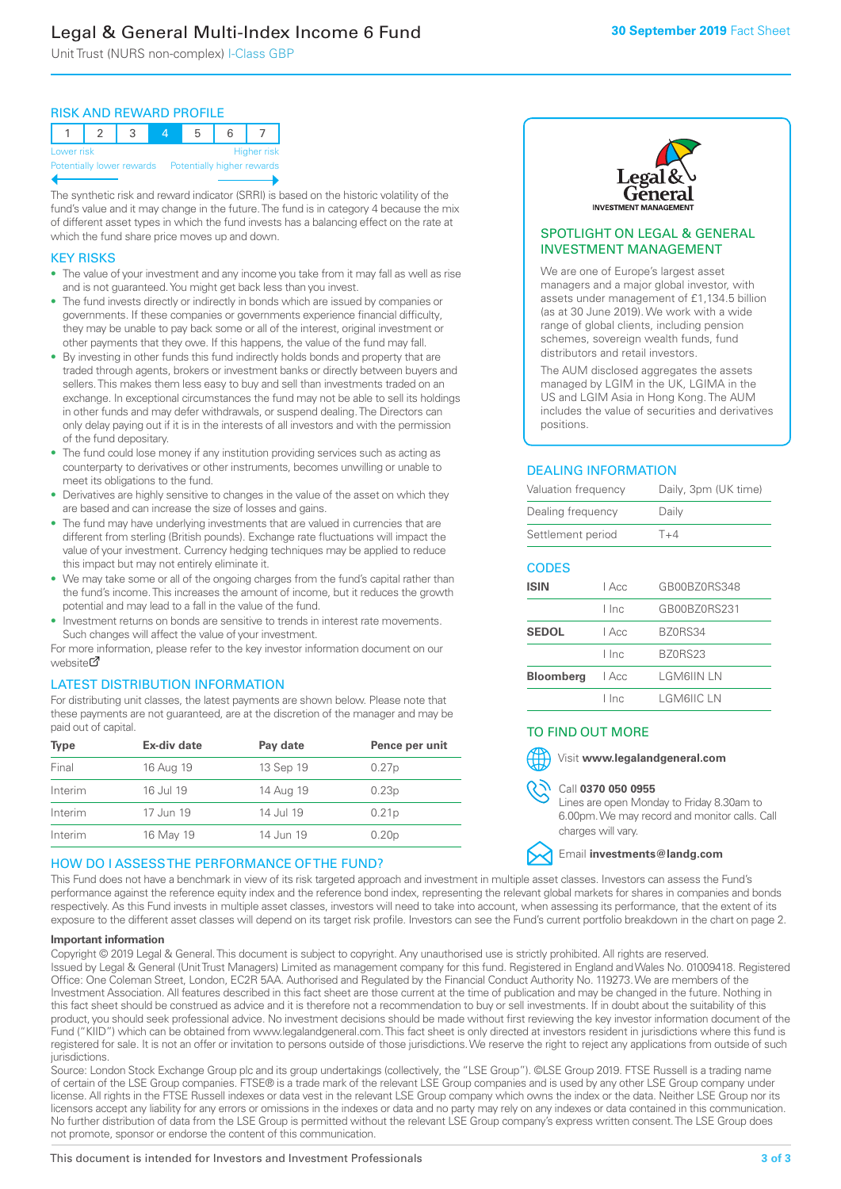# Legal & General Multi-Index Income 6 Fund

Unit Trust (NURS non-complex) I-Class GBP

**30 September 2019** Fact Sheet

## RISK AND REWARD PROFILE

| 1 | 2 | 3 | 4 | 5 | 6 | 7 |
|---|---|---|---|---|---|---|

Lower risk — Higher risk

Potentially lower rewards — Potentially higher rewards

The synthetic risk and reward indicator (SRRI) is based on the historic volatility of the fund's value and it may change in the future. The fund is in category 4 because the mix of different asset types in which the fund invests has a balancing effect on the rate at which the fund share price moves up and down.

## KEY RISKS

- The value of your investment and any income you take from it may fall as well as rise and is not guaranteed. You might get back less than you invest.
- The fund invests directly or indirectly in bonds which are issued by companies or governments. If these companies or governments experience financial difficulty, they may be unable to pay back some or all of the interest, original investment or other payments that they owe. If this happens, the value of the fund may fall.
- By investing in other funds this fund indirectly holds bonds and property that are traded through agents, brokers or investment banks or directly between buyers and sellers. This makes them less easy to buy and sell than investments traded on an exchange. In exceptional circumstances the fund may not be able to sell its holdings in other funds and may defer withdrawals, or suspend dealing. The Directors can only delay paying out if it is in the interests of all investors and with the permission of the fund depositary.
- The fund could lose money if any institution providing services such as acting as counterparty to derivatives or other instruments, becomes unwilling or unable to meet its obligations to the fund.
- Derivatives are highly sensitive to changes in the value of the asset on which they are based and can increase the size of losses and gains.
- The fund may have underlying investments that are valued in currencies that are different from sterling (British pounds). Exchange rate fluctuations will impact the value of your investment. Currency hedging techniques may be applied to reduce this impact but may not entirely eliminate it.
- We may take some or all of the ongoing charges from the fund's capital rather than the fund's income. This increases the amount of income, but it reduces the growth potential and may lead to a fall in the value of the fund.
- Investment returns on bonds are sensitive to trends in interest rate movements. Such changes will affect the value of your investment.

For more information, please refer to the key investor information document on our website

## LATEST DISTRIBUTION INFORMATION

For distributing unit classes, the latest payments are shown below. Please note that these payments are not guaranteed, are at the discretion of the manager and may be paid out of capital.

| Type | Ex-div date | Pay date | Pence per unit |
|---|---|---|---|
| Final | 16 Aug 19 | 13 Sep 19 | 0.27p |
| Interim | 16 Jul 19 | 14 Aug 19 | 0.23p |
| Interim | 17 Jun 19 | 14 Jul 19 | 0.21p |
| Interim | 16 May 19 | 14 Jun 19 | 0.20p |

## SPOTLIGHT ON LEGAL & GENERAL INVESTMENT MANAGEMENT

We are one of Europe's largest asset managers and a major global investor, with assets under management of £1,134.5 billion (as at 30 June 2019). We work with a wide range of global clients, including pension schemes, sovereign wealth funds, fund distributors and retail investors.

The AUM disclosed aggregates the assets managed by LGIM in the UK, LGIMA in the US and LGIM Asia in Hong Kong. The AUM includes the value of securities and derivatives positions.

## DEALING INFORMATION

| | |
|---|---|
| Valuation frequency | Daily, 3pm (UK time) |
| Dealing frequency | Daily |
| Settlement period | T+4 |

## CODES

| | | |
|---|---|---|
| **ISIN** | I Acc | GB00BZ0RS348 |
| | I Inc | GB00BZ0RS231 |
| **SEDOL** | I Acc | BZ0RS34 |
| | I Inc | BZ0RS23 |
| **Bloomberg** | I Acc | LGM6IIN LN |
| | I Inc | LGM6IIC LN |

## TO FIND OUT MORE

Visit **www.legalandgeneral.com**

Call **0370 050 0955**
Lines are open Monday to Friday 8.30am to 6.00pm. We may record and monitor calls. Call charges will vary.

Email **investments@landg.com**

## HOW DO I ASSESS THE PERFORMANCE OF THE FUND?

This Fund does not have a benchmark in view of its risk targeted approach and investment in multiple asset classes. Investors can assess the Fund's performance against the reference equity index and the reference bond index, representing the relevant global markets for shares in companies and bonds respectively. As this Fund invests in multiple asset classes, investors will need to take into account, when assessing its performance, that the extent of its exposure to the different asset classes will depend on its target risk profile. Investors can see the Fund's current portfolio breakdown in the chart on page 2.

### Important information

Copyright © 2019 Legal & General. This document is subject to copyright. Any unauthorised use is strictly prohibited. All rights are reserved.

Issued by Legal & General (Unit Trust Managers) Limited as management company for this fund. Registered in England and Wales No. 01009418. Registered Office: One Coleman Street, London, EC2R 5AA. Authorised and Regulated by the Financial Conduct Authority No. 119273. We are members of the Investment Association. All features described in this fact sheet are those current at the time of publication and may be changed in the future. Nothing in this fact sheet should be construed as advice and it is therefore not a recommendation to buy or sell investments. If in doubt about the suitability of this product, you should seek professional advice. No investment decisions should be made without first reviewing the key investor information document of the Fund ("KIID") which can be obtained from www.legalandgeneral.com. This fact sheet is only directed at investors resident in jurisdictions where this fund is registered for sale. It is not an offer or invitation to persons outside of those jurisdictions. We reserve the right to reject any applications from outside of such jurisdictions.

Source: London Stock Exchange Group plc and its group undertakings (collectively, the "LSE Group"). ©LSE Group 2019. FTSE Russell is a trading name of certain of the LSE Group companies. FTSE® is a trade mark of the relevant LSE Group companies and is used by any other LSE Group company under license. All rights in the FTSE Russell indexes or data vest in the relevant LSE Group company which owns the index or the data. Neither LSE Group nor its licensors accept any liability for any errors or omissions in the indexes or data and no party may rely on any indexes or data contained in this communication. No further distribution of data from the LSE Group is permitted without the relevant LSE Group company's express written consent. The LSE Group does not promote, sponsor or endorse the content of this communication.

This document is intended for Investors and Investment Professionals